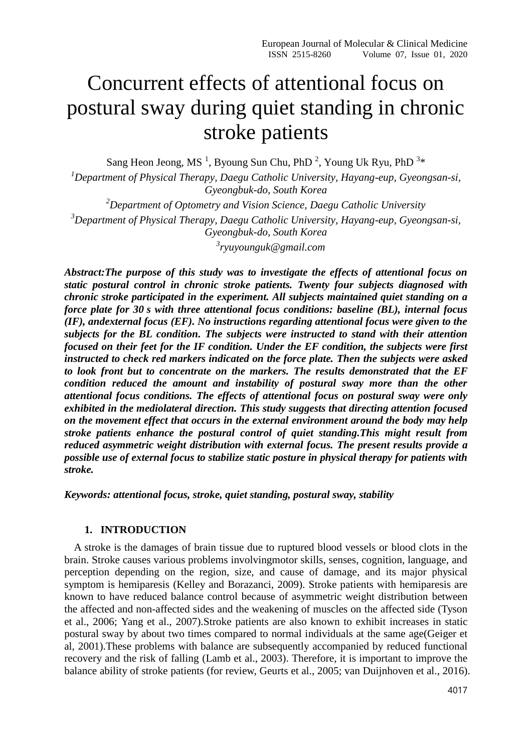# Concurrent effects of attentional focus on postural sway during quiet standing in chronic stroke patients

Sang Heon Jeong, MS [1], Byoung Sun Chu, PhD [2], Young Uk Ryu, PhD [3]*

[1]*Department of Physical Therapy, Daegu Catholic University, Hayang-eup, Gyeongsan-si, Gyeongbuk-do, South Korea*

[2]*Department of Optometry and Vision Science, Daegu Catholic University*

[3]*Department of Physical Therapy, Daegu Catholic University, Hayang-eup, Gyeongsan-si, Gyeongbuk-do, South Korea*

[3]*ryuyounguk@gmail.com*

***Abstract:The purpose of this study was to investigate the effects of attentional focus on static postural control in chronic stroke patients. Twenty four subjects diagnosed with chronic stroke participated in the experiment. All subjects maintained quiet standing on a force plate for 30 s with three attentional focus conditions: baseline (BL), internal focus (IF), andexternal focus (EF). No instructions regarding attentional focus were given to the subjects for the BL condition. The subjects were instructed to stand with their attention focused on their feet for the IF condition. Under the EF condition, the subjects were first instructed to check red markers indicated on the force plate. Then the subjects were asked to look front but to concentrate on the markers. The results demonstrated that the EF condition reduced the amount and instability of postural sway more than the other attentional focus conditions. The effects of attentional focus on postural sway were only exhibited in the mediolateral direction. This study suggests that directing attention focused on the movement effect that occurs in the external environment around the body may help stroke patients enhance the postural control of quiet standing.This might result from reduced asymmetric weight distribution with external focus. The present results provide a possible use of external focus to stabilize static posture in physical therapy for patients with stroke.***

***Keywords: attentional focus, stroke, quiet standing, postural sway, stability***

## 1. INTRODUCTION

A stroke is the damages of brain tissue due to ruptured blood vessels or blood clots in the brain. Stroke causes various problems involvingmotor skills, senses, cognition, language, and perception depending on the region, size, and cause of damage, and its major physical symptom is hemiparesis (Kelley and Borazanci, 2009). Stroke patients with hemiparesis are known to have reduced balance control because of asymmetric weight distribution between the affected and non-affected sides and the weakening of muscles on the affected side (Tyson et al., 2006; Yang et al., 2007).Stroke patients are also known to exhibit increases in static postural sway by about two times compared to normal individuals at the same age(Geiger et al, 2001).These problems with balance are subsequently accompanied by reduced functional recovery and the risk of falling (Lamb et al., 2003). Therefore, it is important to improve the balance ability of stroke patients (for review, Geurts et al., 2005; van Duijnhoven et al., 2016).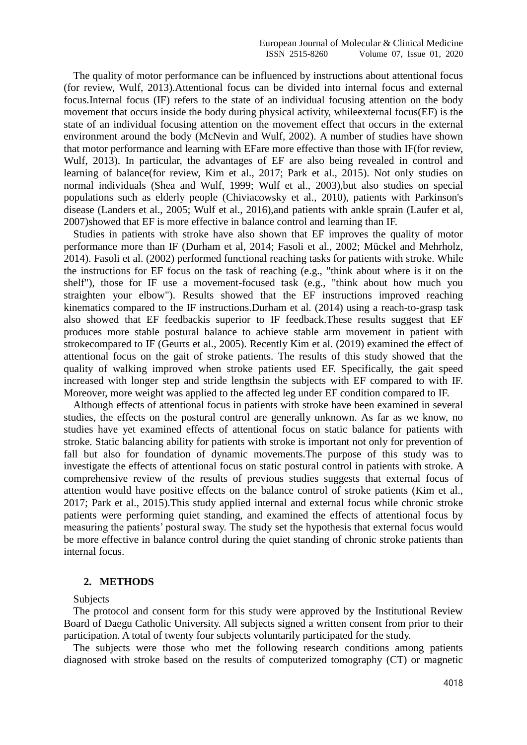The quality of motor performance can be influenced by instructions about attentional focus (for review, Wulf, 2013).Attentional focus can be divided into internal focus and external focus.Internal focus (IF) refers to the state of an individual focusing attention on the body movement that occurs inside the body during physical activity, whileexternal focus(EF) is the state of an individual focusing attention on the movement effect that occurs in the external environment around the body (McNevin and Wulf, 2002). A number of studies have shown that motor performance and learning with EFare more effective than those with IF(for review, Wulf, 2013). In particular, the advantages of EF are also being revealed in control and learning of balance(for review, Kim et al., 2017; Park et al., 2015). Not only studies on normal individuals (Shea and Wulf, 1999; Wulf et al., 2003),but also studies on special populations such as elderly people (Chiviacowsky et al., 2010), patients with Parkinson's disease (Landers et al., 2005; Wulf et al., 2016),and patients with ankle sprain (Laufer et al, 2007)showed that EF is more effective in balance control and learning than IF.

Studies in patients with stroke have also shown that EF improves the quality of motor performance more than IF (Durham et al, 2014; Fasoli et al., 2002; Mückel and Mehrholz, 2014). Fasoli et al. (2002) performed functional reaching tasks for patients with stroke. While the instructions for EF focus on the task of reaching (e.g., "think about where is it on the shelf"), those for IF use a movement-focused task (e.g., "think about how much you straighten your elbow"). Results showed that the EF instructions improved reaching kinematics compared to the IF instructions.Durham et al. (2014) using a reach-to-grasp task also showed that EF feedbackis superior to IF feedback.These results suggest that EF produces more stable postural balance to achieve stable arm movement in patient with strokecompared to IF (Geurts et al., 2005). Recently Kim et al. (2019) examined the effect of attentional focus on the gait of stroke patients. The results of this study showed that the quality of walking improved when stroke patients used EF. Specifically, the gait speed increased with longer step and stride lengthsin the subjects with EF compared to with IF. Moreover, more weight was applied to the affected leg under EF condition compared to IF.

Although effects of attentional focus in patients with stroke have been examined in several studies, the effects on the postural control are generally unknown. As far as we know, no studies have yet examined effects of attentional focus on static balance for patients with stroke. Static balancing ability for patients with stroke is important not only for prevention of fall but also for foundation of dynamic movements.The purpose of this study was to investigate the effects of attentional focus on static postural control in patients with stroke. A comprehensive review of the results of previous studies suggests that external focus of attention would have positive effects on the balance control of stroke patients (Kim et al., 2017; Park et al., 2015).This study applied internal and external focus while chronic stroke patients were performing quiet standing, and examined the effects of attentional focus by measuring the patients' postural sway. The study set the hypothesis that external focus would be more effective in balance control during the quiet standing of chronic stroke patients than internal focus.

## 2. METHODS

Subjects

The protocol and consent form for this study were approved by the Institutional Review Board of Daegu Catholic University. All subjects signed a written consent from prior to their participation. A total of twenty four subjects voluntarily participated for the study.

The subjects were those who met the following research conditions among patients diagnosed with stroke based on the results of computerized tomography (CT) or magnetic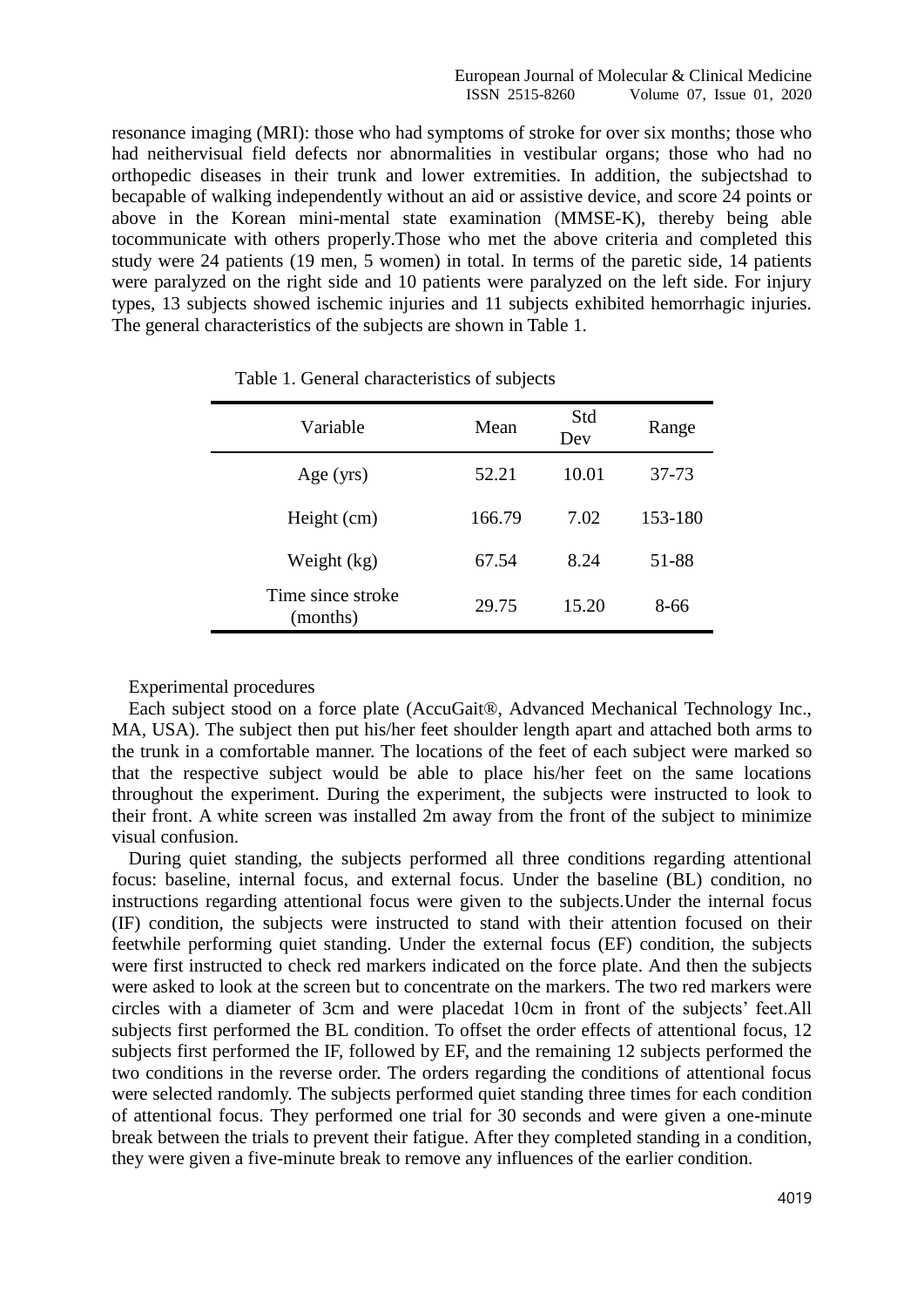resonance imaging (MRI): those who had symptoms of stroke for over six months; those who had neithervisual field defects nor abnormalities in vestibular organs; those who had no orthopedic diseases in their trunk and lower extremities. In addition, the subjectshad to becapable of walking independently without an aid or assistive device, and score 24 points or above in the Korean mini-mental state examination (MMSE-K), thereby being able tocommunicate with others properly.Those who met the above criteria and completed this study were 24 patients (19 men, 5 women) in total. In terms of the paretic side, 14 patients were paralyzed on the right side and 10 patients were paralyzed on the left side. For injury types, 13 subjects showed ischemic injuries and 11 subjects exhibited hemorrhagic injuries. The general characteristics of the subjects are shown in Table 1.

Table 1. General characteristics of subjects

| Variable | Mean | Std Dev | Range |
|---|---|---|---|
| Age (yrs) | 52.21 | 10.01 | 37-73 |
| Height (cm) | 166.79 | 7.02 | 153-180 |
| Weight (kg) | 67.54 | 8.24 | 51-88 |
| Time since stroke (months) | 29.75 | 15.20 | 8-66 |

Experimental procedures

Each subject stood on a force plate (AccuGait®, Advanced Mechanical Technology Inc., MA, USA). The subject then put his/her feet shoulder length apart and attached both arms to the trunk in a comfortable manner. The locations of the feet of each subject were marked so that the respective subject would be able to place his/her feet on the same locations throughout the experiment. During the experiment, the subjects were instructed to look to their front. A white screen was installed 2m away from the front of the subject to minimize visual confusion.

During quiet standing, the subjects performed all three conditions regarding attentional focus: baseline, internal focus, and external focus. Under the baseline (BL) condition, no instructions regarding attentional focus were given to the subjects.Under the internal focus (IF) condition, the subjects were instructed to stand with their attention focused on their feetwhile performing quiet standing. Under the external focus (EF) condition, the subjects were first instructed to check red markers indicated on the force plate. And then the subjects were asked to look at the screen but to concentrate on the markers. The two red markers were circles with a diameter of 3cm and were placedat 10cm in front of the subjects' feet.All subjects first performed the BL condition. To offset the order effects of attentional focus, 12 subjects first performed the IF, followed by EF, and the remaining 12 subjects performed the two conditions in the reverse order. The orders regarding the conditions of attentional focus were selected randomly. The subjects performed quiet standing three times for each condition of attentional focus. They performed one trial for 30 seconds and were given a one-minute break between the trials to prevent their fatigue. After they completed standing in a condition, they were given a five-minute break to remove any influences of the earlier condition.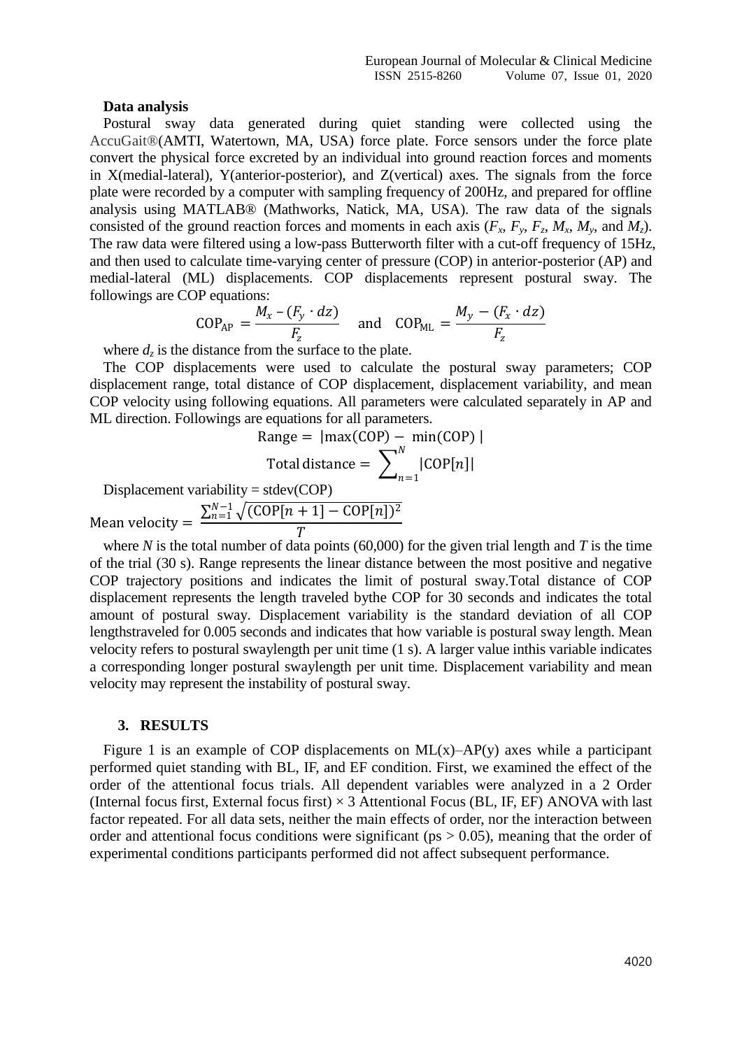**Data analysis**

Postural sway data generated during quiet standing were collected using the AccuGait®(AMTI, Watertown, MA, USA) force plate. Force sensors under the force plate convert the physical force excreted by an individual into ground reaction forces and moments in X(medial-lateral), Y(anterior-posterior), and Z(vertical) axes. The signals from the force plate were recorded by a computer with sampling frequency of 200Hz, and prepared for offline analysis using MATLAB® (Mathworks, Natick, MA, USA). The raw data of the signals consisted of the ground reaction forces and moments in each axis ($F_x$, $F_y$, $F_z$, $M_x$, $M_y$, and $M_z$). The raw data were filtered using a low-pass Butterworth filter with a cut-off frequency of 15Hz, and then used to calculate time-varying center of pressure (COP) in anterior-posterior (AP) and medial-lateral (ML) displacements. COP displacements represent postural sway. The followings are COP equations:

$$\mathrm{COP_{AP}} = \frac{M_x - (F_y \cdot dz)}{F_z} \quad \text{and} \quad \mathrm{COP_{ML}} = \frac{M_y - (F_x \cdot dz)}{F_z}$$

where $d_z$ is the distance from the surface to the plate.

The COP displacements were used to calculate the postural sway parameters; COP displacement range, total distance of COP displacement, displacement variability, and mean COP velocity using following equations. All parameters were calculated separately in AP and ML direction. Followings are equations for all parameters.

$$\mathrm{Range} = |\max(\mathrm{COP}) - \min(\mathrm{COP})|$$

$$\mathrm{Total\ distance} = \sum_{n=1}^{N} |\mathrm{COP}[n]|$$

Displacement variability = stdev(COP)

$$\mathrm{Mean\ velocity} = \frac{\sum_{n=1}^{N-1} \sqrt{(\mathrm{COP}[n+1] - \mathrm{COP}[n])^2}}{T}$$

where $N$ is the total number of data points (60,000) for the given trial length and $T$ is the time of the trial (30 s). Range represents the linear distance between the most positive and negative COP trajectory positions and indicates the limit of postural sway.Total distance of COP displacement represents the length traveled bythe COP for 30 seconds and indicates the total amount of postural sway. Displacement variability is the standard deviation of all COP lengthstraveled for 0.005 seconds and indicates that how variable is postural sway length. Mean velocity refers to postural swaylength per unit time (1 s). A larger value inthis variable indicates a corresponding longer postural swaylength per unit time. Displacement variability and mean velocity may represent the instability of postural sway.

## 3. RESULTS

Figure 1 is an example of COP displacements on ML(x)–AP(y) axes while a participant performed quiet standing with BL, IF, and EF condition. First, we examined the effect of the order of the attentional focus trials. All dependent variables were analyzed in a 2 Order (Internal focus first, External focus first) × 3 Attentional Focus (BL, IF, EF) ANOVA with last factor repeated. For all data sets, neither the main effects of order, nor the interaction between order and attentional focus conditions were significant (ps > 0.05), meaning that the order of experimental conditions participants performed did not affect subsequent performance.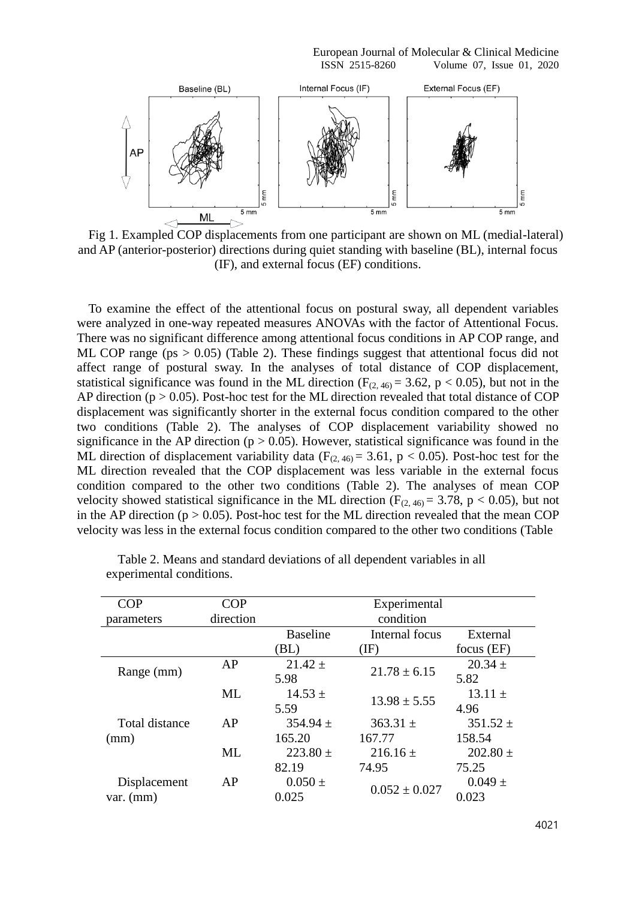Fig 1. Exampled COP displacements from one participant are shown on ML (medial-lateral) and AP (anterior-posterior) directions during quiet standing with baseline (BL), internal focus (IF), and external focus (EF) conditions.

To examine the effect of the attentional focus on postural sway, all dependent variables were analyzed in one-way repeated measures ANOVAs with the factor of Attentional Focus. There was no significant difference among attentional focus conditions in AP COP range, and ML COP range (ps > 0.05) (Table 2). These findings suggest that attentional focus did not affect range of postural sway. In the analyses of total distance of COP displacement, statistical significance was found in the ML direction ($F_{(2, 46)} = 3.62$, $p < 0.05$), but not in the AP direction ($p > 0.05$). Post-hoc test for the ML direction revealed that total distance of COP displacement was significantly shorter in the external focus condition compared to the other two conditions (Table 2). The analyses of COP displacement variability showed no significance in the AP direction ($p > 0.05$). However, statistical significance was found in the ML direction of displacement variability data ($F_{(2, 46)} = 3.61$, $p < 0.05$). Post-hoc test for the ML direction revealed that the COP displacement was less variable in the external focus condition compared to the other two conditions (Table 2). The analyses of mean COP velocity showed statistical significance in the ML direction ($F_{(2, 46)} = 3.78$, $p < 0.05$), but not in the AP direction ($p > 0.05$). Post-hoc test for the ML direction revealed that the mean COP velocity was less in the external focus condition compared to the other two conditions (Table

Table 2. Means and standard deviations of all dependent variables in all experimental conditions.

| COP parameters | COP direction | Experimental condition | | |
|---|---|---|---|---|
| | | Baseline (BL) | Internal focus (IF) | External focus (EF) |
| Range (mm) | AP | 21.42 ± 5.98 | 21.78 ± 6.15 | 20.34 ± 5.82 |
| | ML | 14.53 ± 5.59 | 13.98 ± 5.55 | 13.11 ± 4.96 |
| Total distance (mm) | AP | 354.94 ± 165.20 | 363.31 ± 167.77 | 351.52 ± 158.54 |
| | ML | 223.80 ± 82.19 | 216.16 ± 74.95 | 202.80 ± 75.25 |
| Displacement var. (mm) | AP | 0.050 ± 0.025 | 0.052 ± 0.027 | 0.049 ± 0.023 |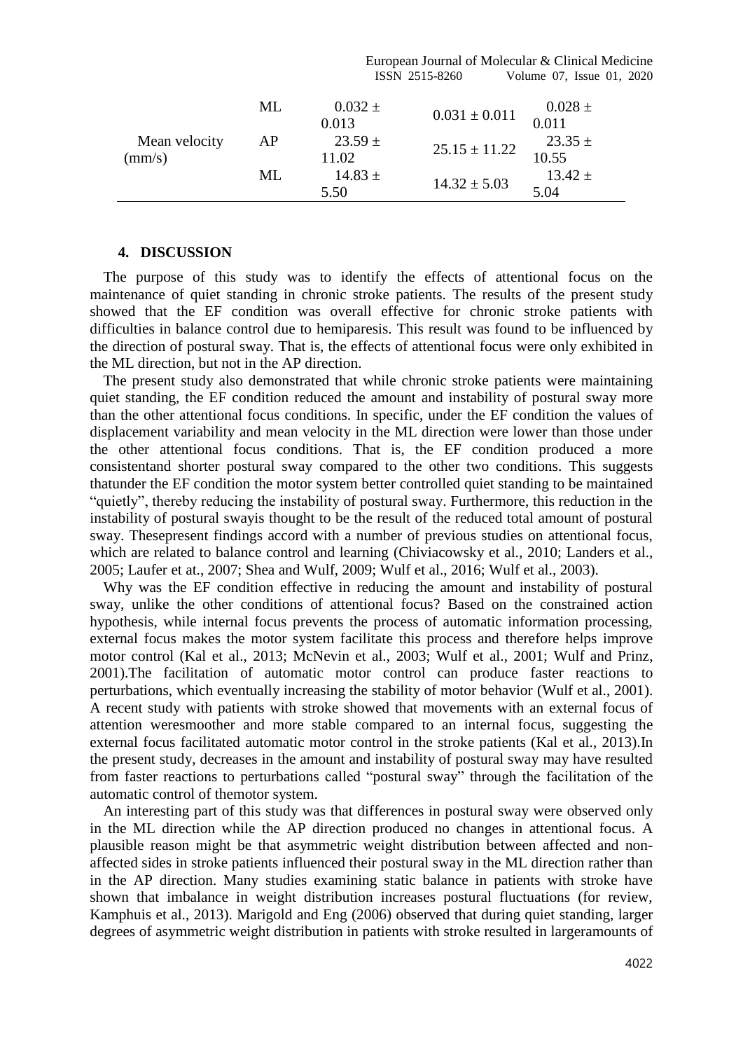| | | | | |
|---|---|---|---|---|
| | ML | 0.032 ± 0.013 | 0.031 ± 0.011 | 0.028 ± 0.011 |
| Mean velocity (mm/s) | AP | 23.59 ± 11.02 | 25.15 ± 11.22 | 23.35 ± 10.55 |
| | ML | 14.83 ± 5.50 | 14.32 ± 5.03 | 13.42 ± 5.04 |

## 4. DISCUSSION

The purpose of this study was to identify the effects of attentional focus on the maintenance of quiet standing in chronic stroke patients. The results of the present study showed that the EF condition was overall effective for chronic stroke patients with difficulties in balance control due to hemiparesis. This result was found to be influenced by the direction of postural sway. That is, the effects of attentional focus were only exhibited in the ML direction, but not in the AP direction.

The present study also demonstrated that while chronic stroke patients were maintaining quiet standing, the EF condition reduced the amount and instability of postural sway more than the other attentional focus conditions. In specific, under the EF condition the values of displacement variability and mean velocity in the ML direction were lower than those under the other attentional focus conditions. That is, the EF condition produced a more consistentand shorter postural sway compared to the other two conditions. This suggests thatunder the EF condition the motor system better controlled quiet standing to be maintained "quietly", thereby reducing the instability of postural sway. Furthermore, this reduction in the instability of postural swayis thought to be the result of the reduced total amount of postural sway. Thesepresent findings accord with a number of previous studies on attentional focus, which are related to balance control and learning (Chiviacowsky et al., 2010; Landers et al., 2005; Laufer et al., 2007; Shea and Wulf, 2009; Wulf et al., 2016; Wulf et al., 2003).

Why was the EF condition effective in reducing the amount and instability of postural sway, unlike the other conditions of attentional focus? Based on the constrained action hypothesis, while internal focus prevents the process of automatic information processing, external focus makes the motor system facilitate this process and therefore helps improve motor control (Kal et al., 2013; McNevin et al., 2003; Wulf et al., 2001; Wulf and Prinz, 2001).The facilitation of automatic motor control can produce faster reactions to perturbations, which eventually increasing the stability of motor behavior (Wulf et al., 2001). A recent study with patients with stroke showed that movements with an external focus of attention weresmoother and more stable compared to an internal focus, suggesting the external focus facilitated automatic motor control in the stroke patients (Kal et al., 2013).In the present study, decreases in the amount and instability of postural sway may have resulted from faster reactions to perturbations called "postural sway" through the facilitation of the automatic control of themotor system.

An interesting part of this study was that differences in postural sway were observed only in the ML direction while the AP direction produced no changes in attentional focus. A plausible reason might be that asymmetric weight distribution between affected and non-affected sides in stroke patients influenced their postural sway in the ML direction rather than in the AP direction. Many studies examining static balance in patients with stroke have shown that imbalance in weight distribution increases postural fluctuations (for review, Kamphuis et al., 2013). Marigold and Eng (2006) observed that during quiet standing, larger degrees of asymmetric weight distribution in patients with stroke resulted in largeramounts of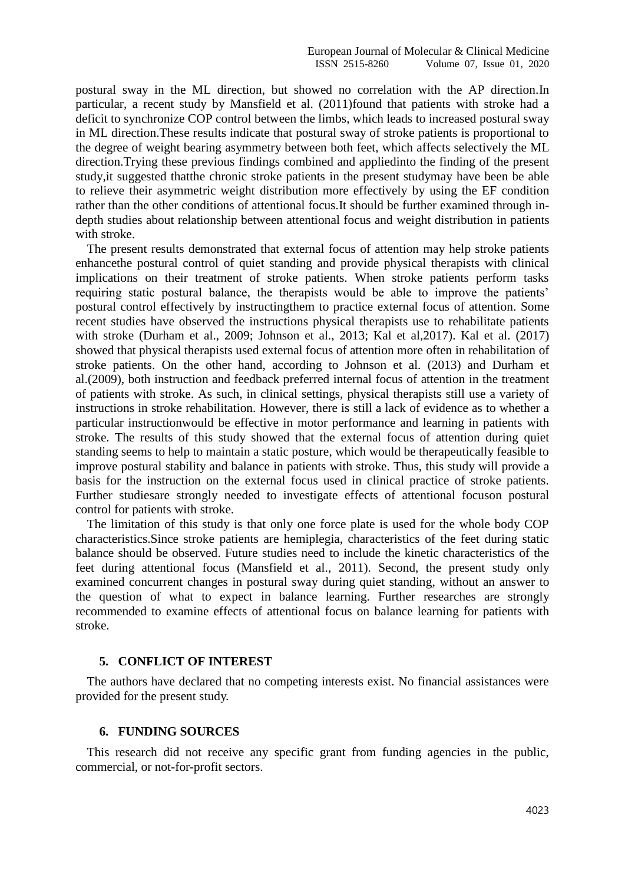postural sway in the ML direction, but showed no correlation with the AP direction.In particular, a recent study by Mansfield et al. (2011)found that patients with stroke had a deficit to synchronize COP control between the limbs, which leads to increased postural sway in ML direction.These results indicate that postural sway of stroke patients is proportional to the degree of weight bearing asymmetry between both feet, which affects selectively the ML direction.Trying these previous findings combined and appliedinto the finding of the present study,it suggested thatthe chronic stroke patients in the present studymay have been be able to relieve their asymmetric weight distribution more effectively by using the EF condition rather than the other conditions of attentional focus.It should be further examined through in-depth studies about relationship between attentional focus and weight distribution in patients with stroke.

The present results demonstrated that external focus of attention may help stroke patients enhancethe postural control of quiet standing and provide physical therapists with clinical implications on their treatment of stroke patients. When stroke patients perform tasks requiring static postural balance, the therapists would be able to improve the patients' postural control effectively by instructingthem to practice external focus of attention. Some recent studies have observed the instructions physical therapists use to rehabilitate patients with stroke (Durham et al., 2009; Johnson et al., 2013; Kal et al,2017). Kal et al. (2017) showed that physical therapists used external focus of attention more often in rehabilitation of stroke patients. On the other hand, according to Johnson et al. (2013) and Durham et al.(2009), both instruction and feedback preferred internal focus of attention in the treatment of patients with stroke. As such, in clinical settings, physical therapists still use a variety of instructions in stroke rehabilitation. However, there is still a lack of evidence as to whether a particular instructionwould be effective in motor performance and learning in patients with stroke. The results of this study showed that the external focus of attention during quiet standing seems to help to maintain a static posture, which would be therapeutically feasible to improve postural stability and balance in patients with stroke. Thus, this study will provide a basis for the instruction on the external focus used in clinical practice of stroke patients. Further studiesare strongly needed to investigate effects of attentional focuson postural control for patients with stroke.

The limitation of this study is that only one force plate is used for the whole body COP characteristics.Since stroke patients are hemiplegia, characteristics of the feet during static balance should be observed. Future studies need to include the kinetic characteristics of the feet during attentional focus (Mansfield et al., 2011). Second, the present study only examined concurrent changes in postural sway during quiet standing, without an answer to the question of what to expect in balance learning. Further researches are strongly recommended to examine effects of attentional focus on balance learning for patients with stroke.

## 5. CONFLICT OF INTEREST

The authors have declared that no competing interests exist. No financial assistances were provided for the present study.

## 6. FUNDING SOURCES

This research did not receive any specific grant from funding agencies in the public, commercial, or not-for-profit sectors.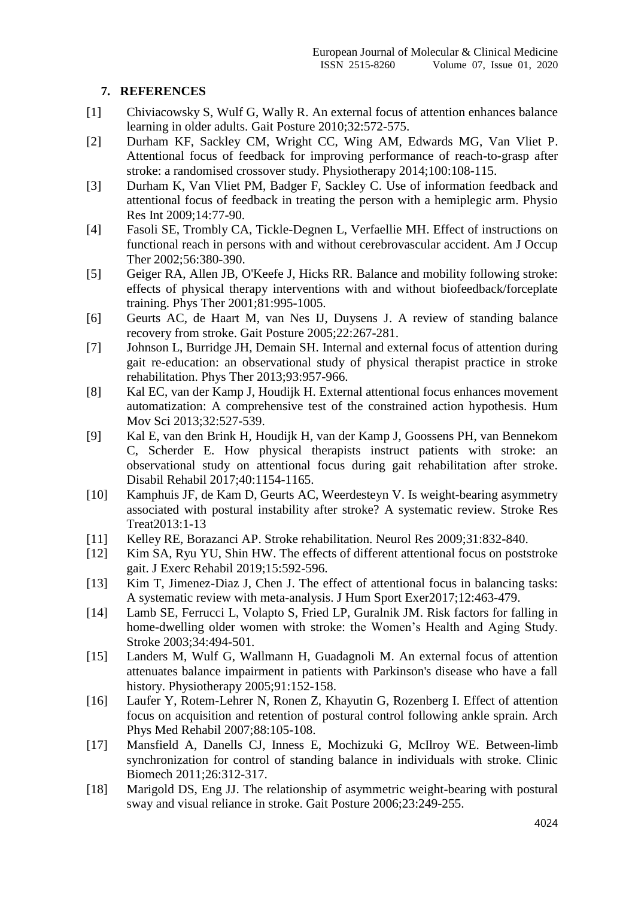## 7. REFERENCES

[1] Chiviacowsky S, Wulf G, Wally R. An external focus of attention enhances balance learning in older adults. Gait Posture 2010;32:572-575.

[2] Durham KF, Sackley CM, Wright CC, Wing AM, Edwards MG, Van Vliet P. Attentional focus of feedback for improving performance of reach-to-grasp after stroke: a randomised crossover study. Physiotherapy 2014;100:108-115.

[3] Durham K, Van Vliet PM, Badger F, Sackley C. Use of information feedback and attentional focus of feedback in treating the person with a hemiplegic arm. Physio Res Int 2009;14:77-90.

[4] Fasoli SE, Trombly CA, Tickle-Degnen L, Verfaellie MH. Effect of instructions on functional reach in persons with and without cerebrovascular accident. Am J Occup Ther 2002;56:380-390.

[5] Geiger RA, Allen JB, O'Keefe J, Hicks RR. Balance and mobility following stroke: effects of physical therapy interventions with and without biofeedback/forceplate training. Phys Ther 2001;81:995-1005.

[6] Geurts AC, de Haart M, van Nes IJ, Duysens J. A review of standing balance recovery from stroke. Gait Posture 2005;22:267-281.

[7] Johnson L, Burridge JH, Demain SH. Internal and external focus of attention during gait re-education: an observational study of physical therapist practice in stroke rehabilitation. Phys Ther 2013;93:957-966.

[8] Kal EC, van der Kamp J, Houdijk H. External attentional focus enhances movement automatization: A comprehensive test of the constrained action hypothesis. Hum Mov Sci 2013;32:527-539.

[9] Kal E, van den Brink H, Houdijk H, van der Kamp J, Goossens PH, van Bennekom C, Scherder E. How physical therapists instruct patients with stroke: an observational study on attentional focus during gait rehabilitation after stroke. Disabil Rehabil 2017;40:1154-1165.

[10] Kamphuis JF, de Kam D, Geurts AC, Weerdesteyn V. Is weight-bearing asymmetry associated with postural instability after stroke? A systematic review. Stroke Res Treat2013:1-13

[11] Kelley RE, Borazanci AP. Stroke rehabilitation. Neurol Res 2009;31:832-840.

[12] Kim SA, Ryu YU, Shin HW. The effects of different attentional focus on poststroke gait. J Exerc Rehabil 2019;15:592-596.

[13] Kim T, Jimenez-Diaz J, Chen J. The effect of attentional focus in balancing tasks: A systematic review with meta-analysis. J Hum Sport Exer2017;12:463-479.

[14] Lamb SE, Ferrucci L, Volapto S, Fried LP, Guralnik JM. Risk factors for falling in home-dwelling older women with stroke: the Women's Health and Aging Study. Stroke 2003;34:494-501.

[15] Landers M, Wulf G, Wallmann H, Guadagnoli M. An external focus of attention attenuates balance impairment in patients with Parkinson's disease who have a fall history. Physiotherapy 2005;91:152-158.

[16] Laufer Y, Rotem-Lehrer N, Ronen Z, Khayutin G, Rozenberg I. Effect of attention focus on acquisition and retention of postural control following ankle sprain. Arch Phys Med Rehabil 2007;88:105-108.

[17] Mansfield A, Danells CJ, Inness E, Mochizuki G, McIlroy WE. Between-limb synchronization for control of standing balance in individuals with stroke. Clinic Biomech 2011;26:312-317.

[18] Marigold DS, Eng JJ. The relationship of asymmetric weight-bearing with postural sway and visual reliance in stroke. Gait Posture 2006;23:249-255.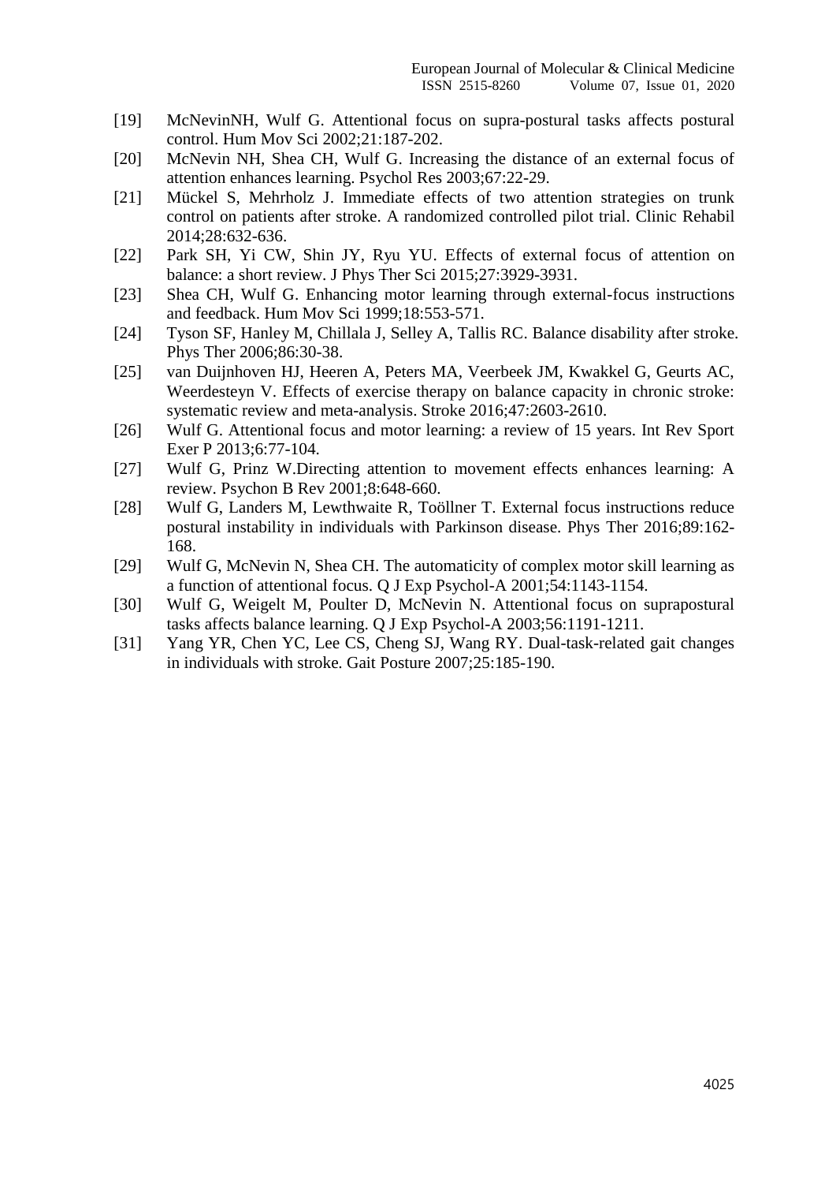[19] McNevinNH, Wulf G. Attentional focus on supra-postural tasks affects postural control. Hum Mov Sci 2002;21:187-202.

[20] McNevin NH, Shea CH, Wulf G. Increasing the distance of an external focus of attention enhances learning. Psychol Res 2003;67:22-29.

[21] Mückel S, Mehrholz J. Immediate effects of two attention strategies on trunk control on patients after stroke. A randomized controlled pilot trial. Clinic Rehabil 2014;28:632-636.

[22] Park SH, Yi CW, Shin JY, Ryu YU. Effects of external focus of attention on balance: a short review. J Phys Ther Sci 2015;27:3929-3931.

[23] Shea CH, Wulf G. Enhancing motor learning through external-focus instructions and feedback. Hum Mov Sci 1999;18:553-571.

[24] Tyson SF, Hanley M, Chillala J, Selley A, Tallis RC. Balance disability after stroke. Phys Ther 2006;86:30-38.

[25] van Duijnhoven HJ, Heeren A, Peters MA, Veerbeek JM, Kwakkel G, Geurts AC, Weerdesteyn V. Effects of exercise therapy on balance capacity in chronic stroke: systematic review and meta-analysis. Stroke 2016;47:2603-2610.

[26] Wulf G. Attentional focus and motor learning: a review of 15 years. Int Rev Sport Exer P 2013;6:77-104.

[27] Wulf G, Prinz W.Directing attention to movement effects enhances learning: A review. Psychon B Rev 2001;8:648-660.

[28] Wulf G, Landers M, Lewthwaite R, Toöllner T. External focus instructions reduce postural instability in individuals with Parkinson disease. Phys Ther 2016;89:162-168.

[29] Wulf G, McNevin N, Shea CH. The automaticity of complex motor skill learning as a function of attentional focus. Q J Exp Psychol-A 2001;54:1143-1154.

[30] Wulf G, Weigelt M, Poulter D, McNevin N. Attentional focus on suprapostural tasks affects balance learning. Q J Exp Psychol-A 2003;56:1191-1211.

[31] Yang YR, Chen YC, Lee CS, Cheng SJ, Wang RY. Dual-task-related gait changes in individuals with stroke. Gait Posture 2007;25:185-190.